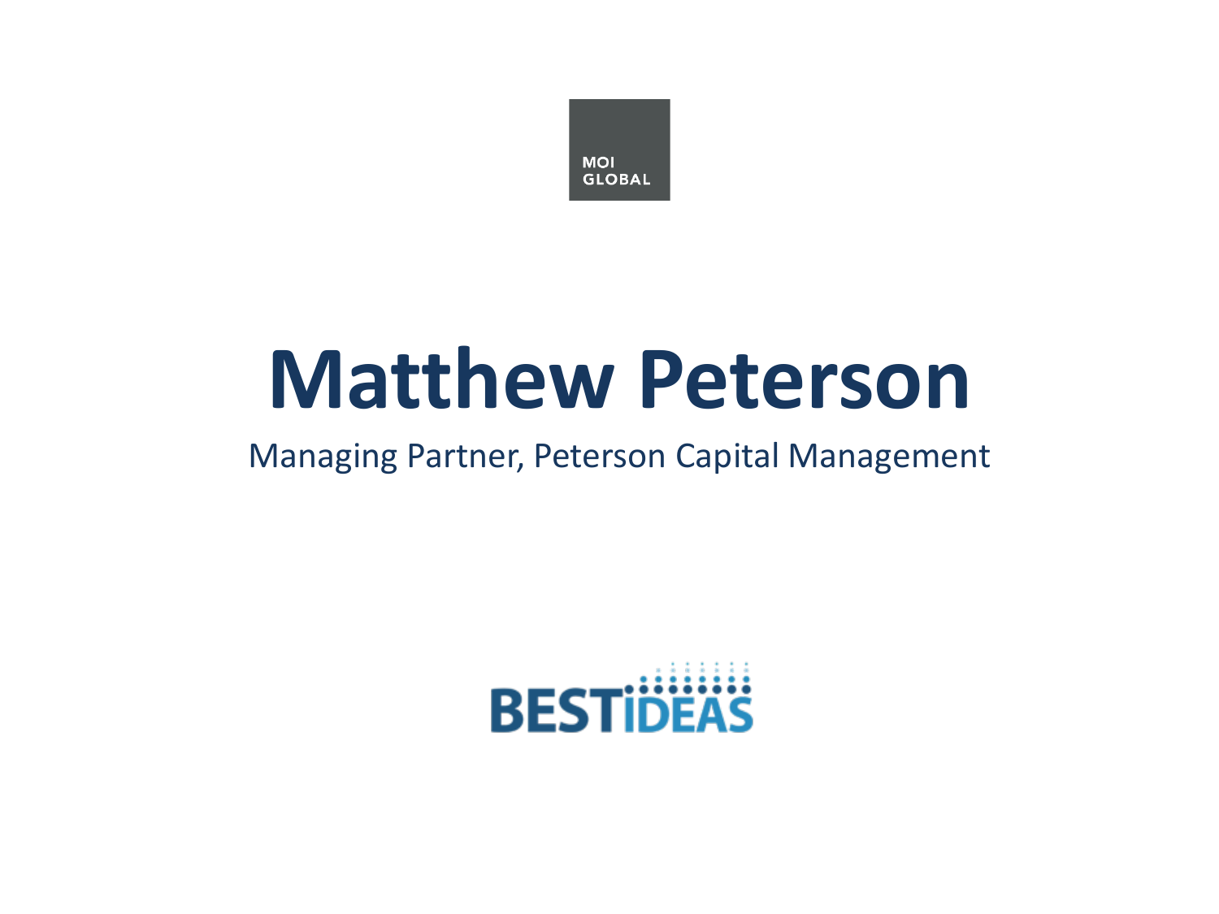MOI GLOBAL

# Matthew Peterson

Managing Partner, Peterson Capital Management

BESTIDEAS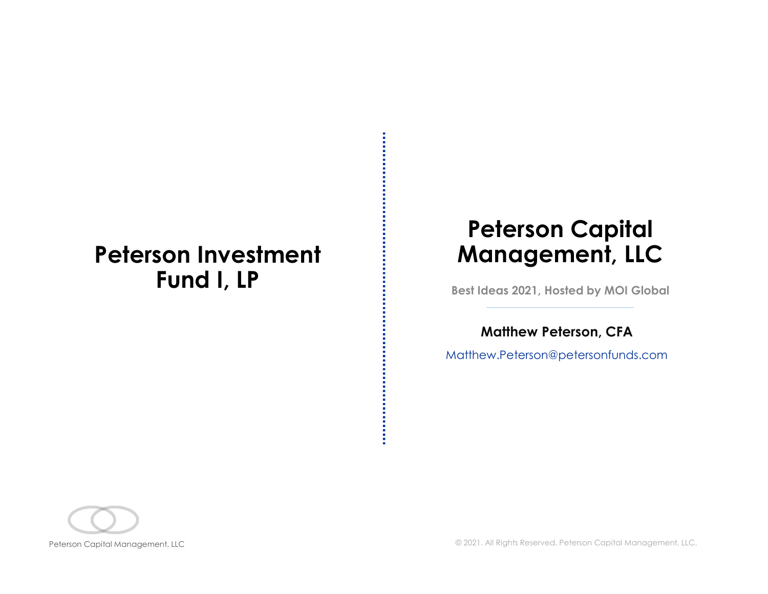# Peterson Investment Fund I, LP

# Peterson Capital Management, LLC

**Best Ideas 2021, Hosted by MOI Global**

---

**Matthew Peterson, CFA**

Matthew.Peterson@petersonfunds.com

Peterson Capital Management, LLC

© 2021. All Rights Reserved. Peterson Capital Management, LLC.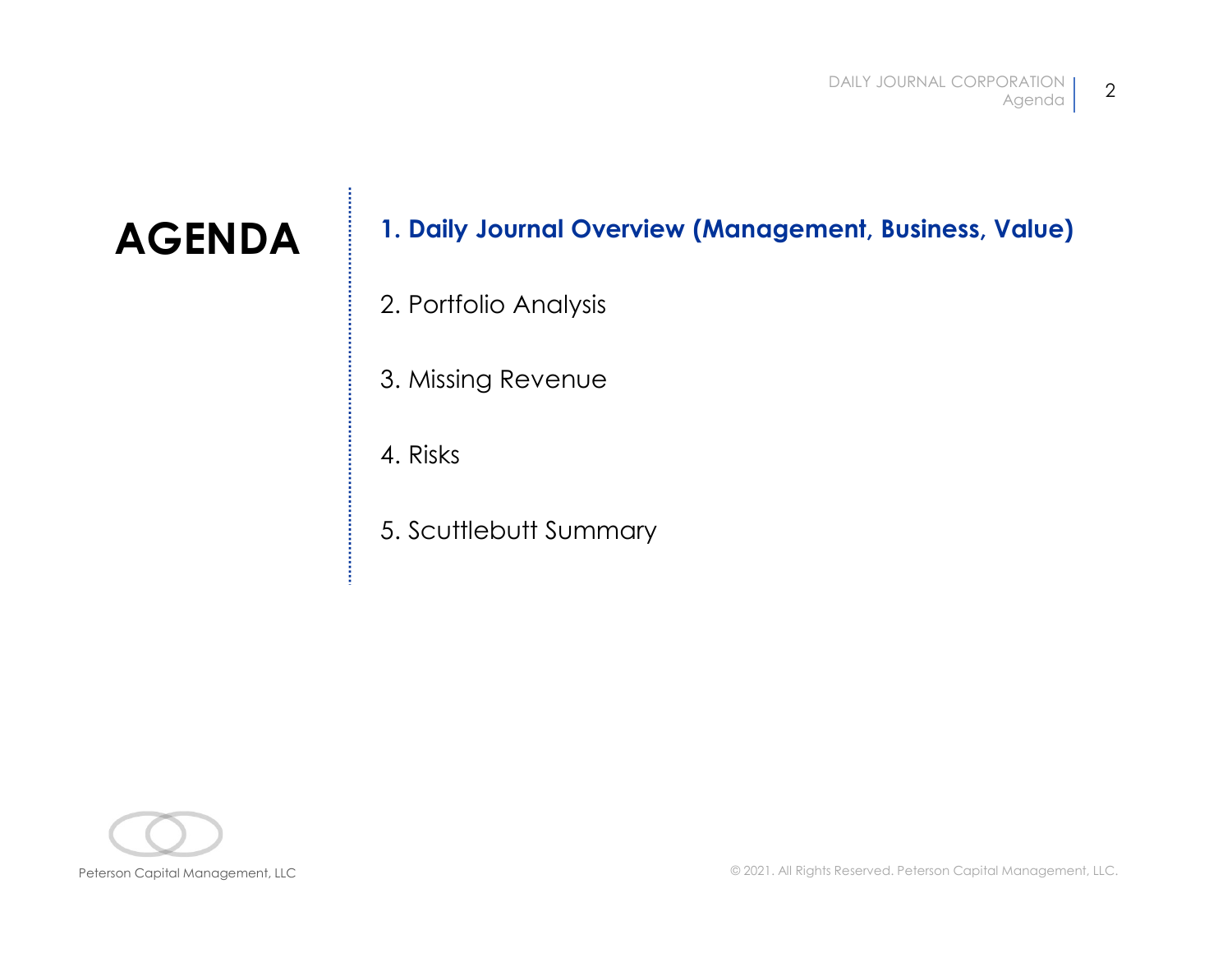# AGENDA

1. **Daily Journal Overview (Management, Business, Value)**
2. Portfolio Analysis
3. Missing Revenue
4. Risks
5. Scuttlebutt Summary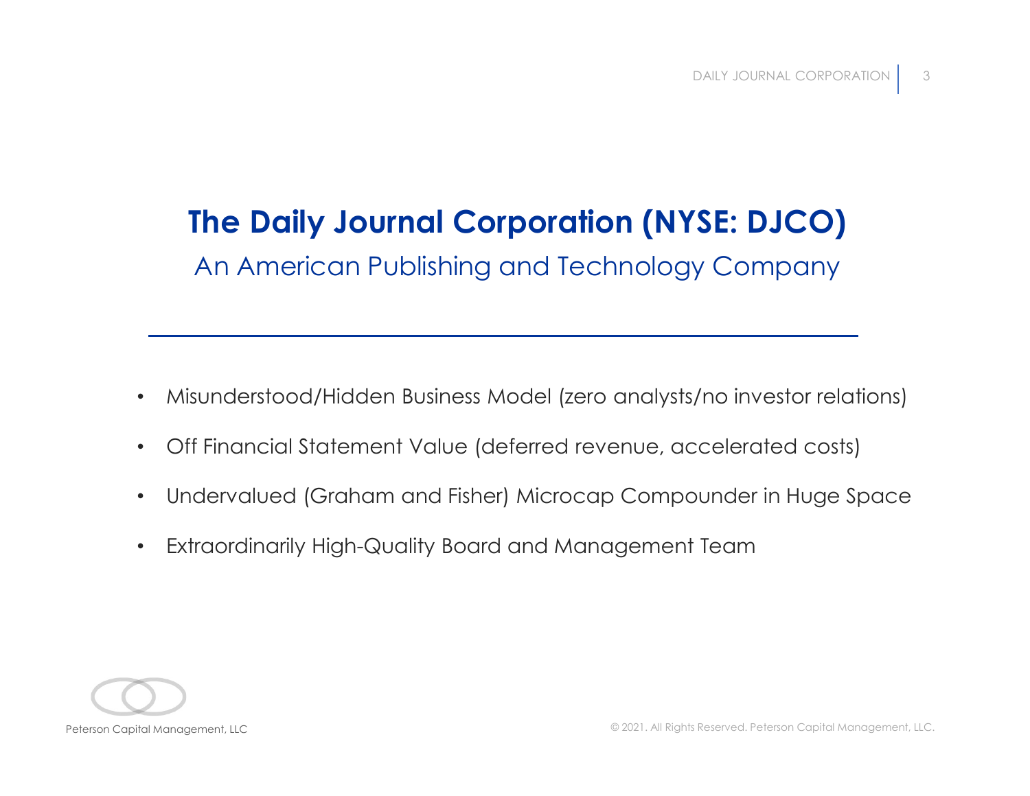# The Daily Journal Corporation (NYSE: DJCO)

## An American Publishing and Technology Company

- Misunderstood/Hidden Business Model (zero analysts/no investor relations)
- Off Financial Statement Value (deferred revenue, accelerated costs)
- Undervalued (Graham and Fisher) Microcap Compounder in Huge Space
- Extraordinarily High-Quality Board and Management Team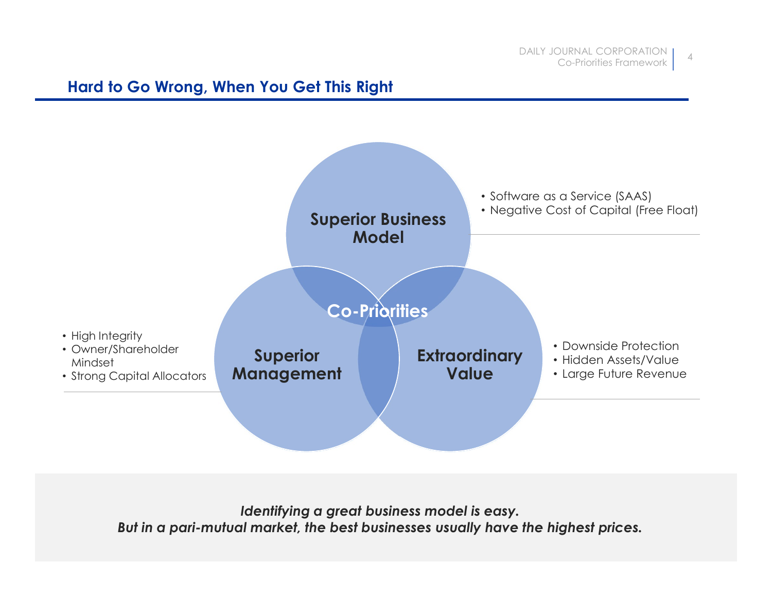## Hard to Go Wrong, When You Get This Right

**Superior Business Model**

- Software as a Service (SAAS)
- Negative Cost of Capital (Free Float)

**Superior Management**

- High Integrity
- Owner/Shareholder Mindset
- Strong Capital Allocators

**Extraordinary Value**

- Downside Protection
- Hidden Assets/Value
- Large Future Revenue

**Co-Priorities**

***Identifying a great business model is easy.***
***But in a pari-mutual market, the best businesses usually have the highest prices.***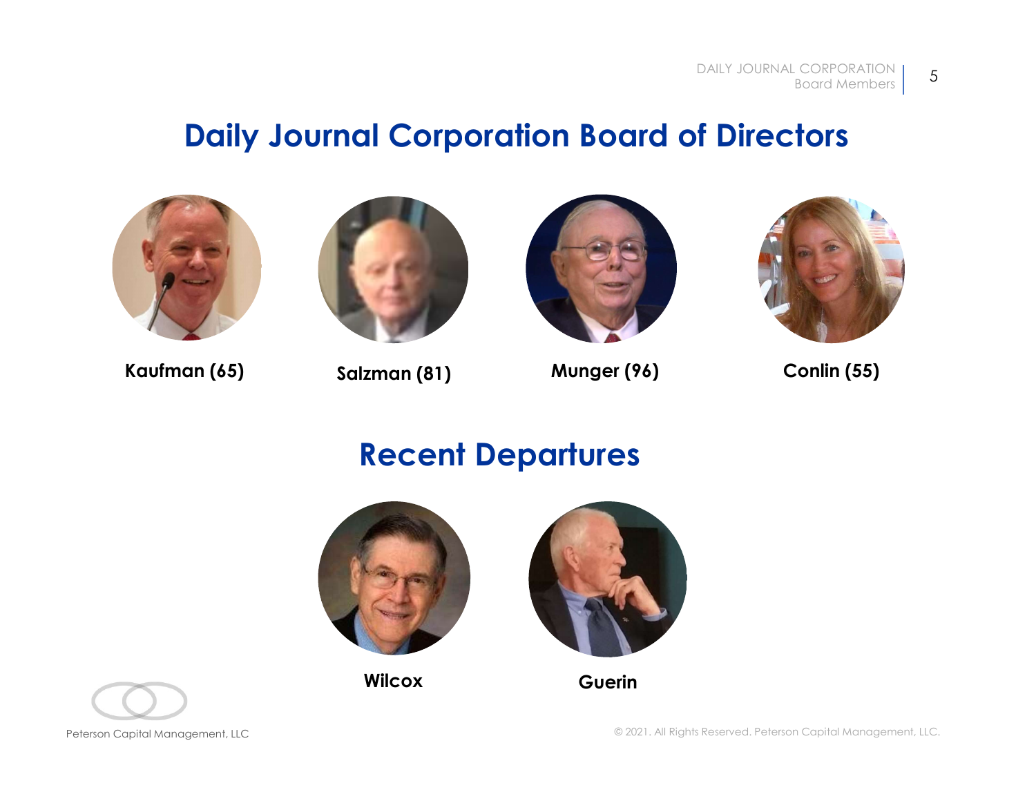# Daily Journal Corporation Board of Directors

**Kaufman (65)**

**Salzman (81)**

**Munger (96)**

**Conlin (55)**

## Recent Departures

**Wilcox**

**Guerin**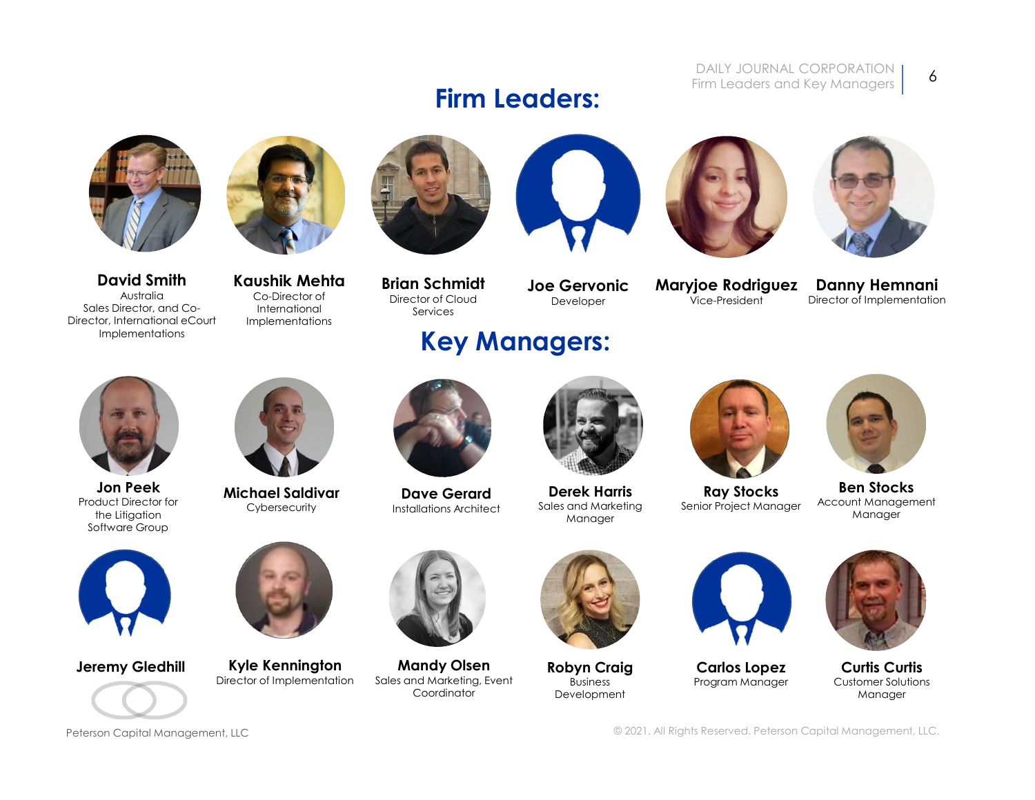# Firm Leaders:

**David Smith**
Australia
Sales Director, and Co-Director, International eCourt Implementations

**Kaushik Mehta**
Co-Director of International Implementations

**Brian Schmidt**
Director of Cloud Services

**Joe Gervonic**
Developer

**Maryjoe Rodriguez**
Vice-President

**Danny Hemnani**
Director of Implementation

# Key Managers:

**Jon Peek**
Product Director for the Litigation Software Group

**Michael Saldivar**
Cybersecurity

**Dave Gerard**
Installations Architect

**Derek Harris**
Sales and Marketing Manager

**Ray Stocks**
Senior Project Manager

**Ben Stocks**
Account Management Manager

**Jeremy Gledhill**

**Kyle Kennington**
Director of Implementation

**Mandy Olsen**
Sales and Marketing, Event Coordinator

**Robyn Craig**
Business Development

**Carlos Lopez**
Program Manager

**Curtis Curtis**
Customer Solutions Manager

Peterson Capital Management, LLC

© 2021. All Rights Reserved. Peterson Capital Management, LLC.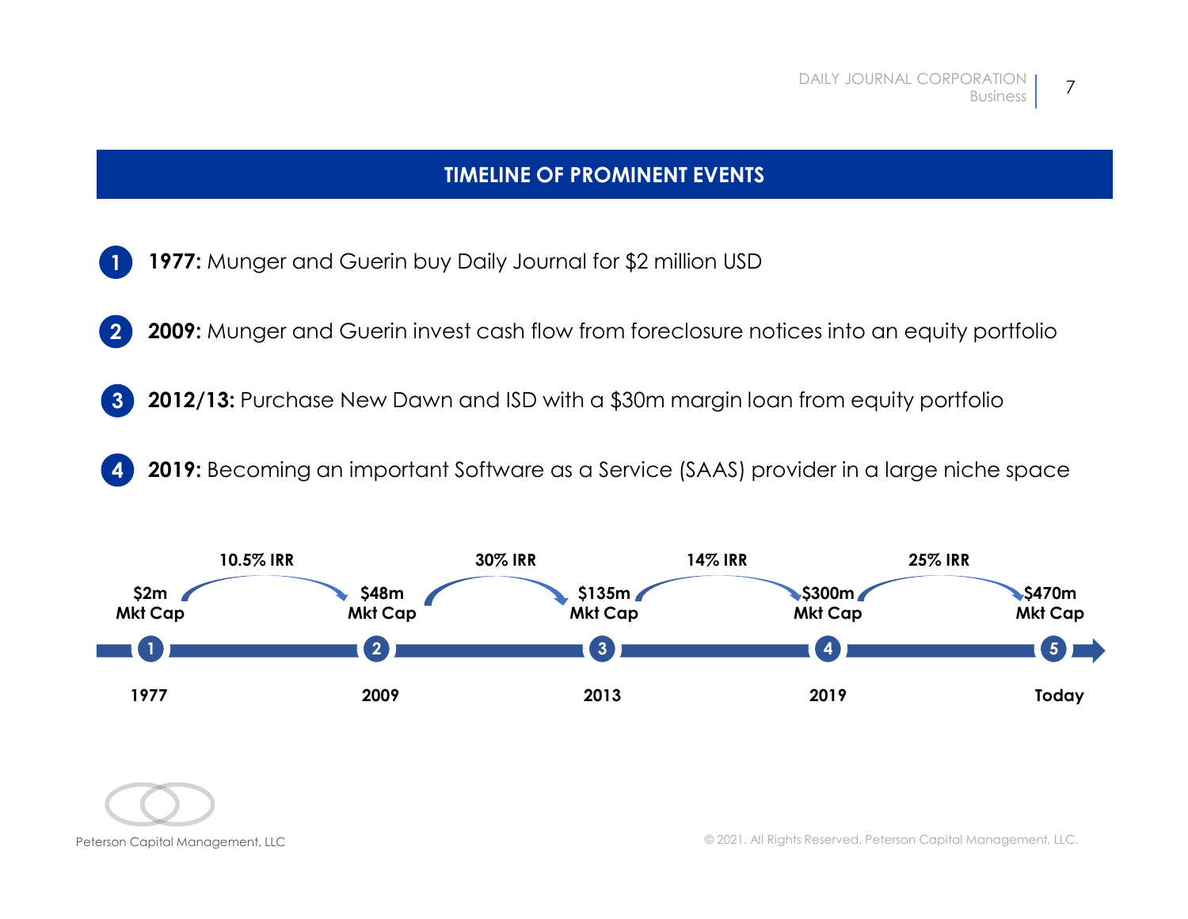## TIMELINE OF PROMINENT EVENTS

1. **1977:** Munger and Guerin buy Daily Journal for $2 million USD
2. **2009:** Munger and Guerin invest cash flow from foreclosure notices into an equity portfolio
3. **2012/13:** Purchase New Dawn and ISD with a $30m margin loan from equity portfolio
4. **2019:** Becoming an important Software as a Service (SAAS) provider in a large niche space

| | 1977 | | 2009 | | 2013 | | 2019 | | Today |
|---|---|---|---|---|---|---|---|---|---|
| Milestone | 1 | | 2 | | 3 | | 4 | | 5 |
| Mkt Cap | $2m Mkt Cap | | $48m Mkt Cap | | $135m Mkt Cap | | $300m Mkt Cap | | $470m Mkt Cap |
| IRR | | 10.5% IRR | | 30% IRR | | 14% IRR | | 25% IRR | |

Peterson Capital Management, LLC

© 2021. All Rights Reserved. Peterson Capital Management, LLC.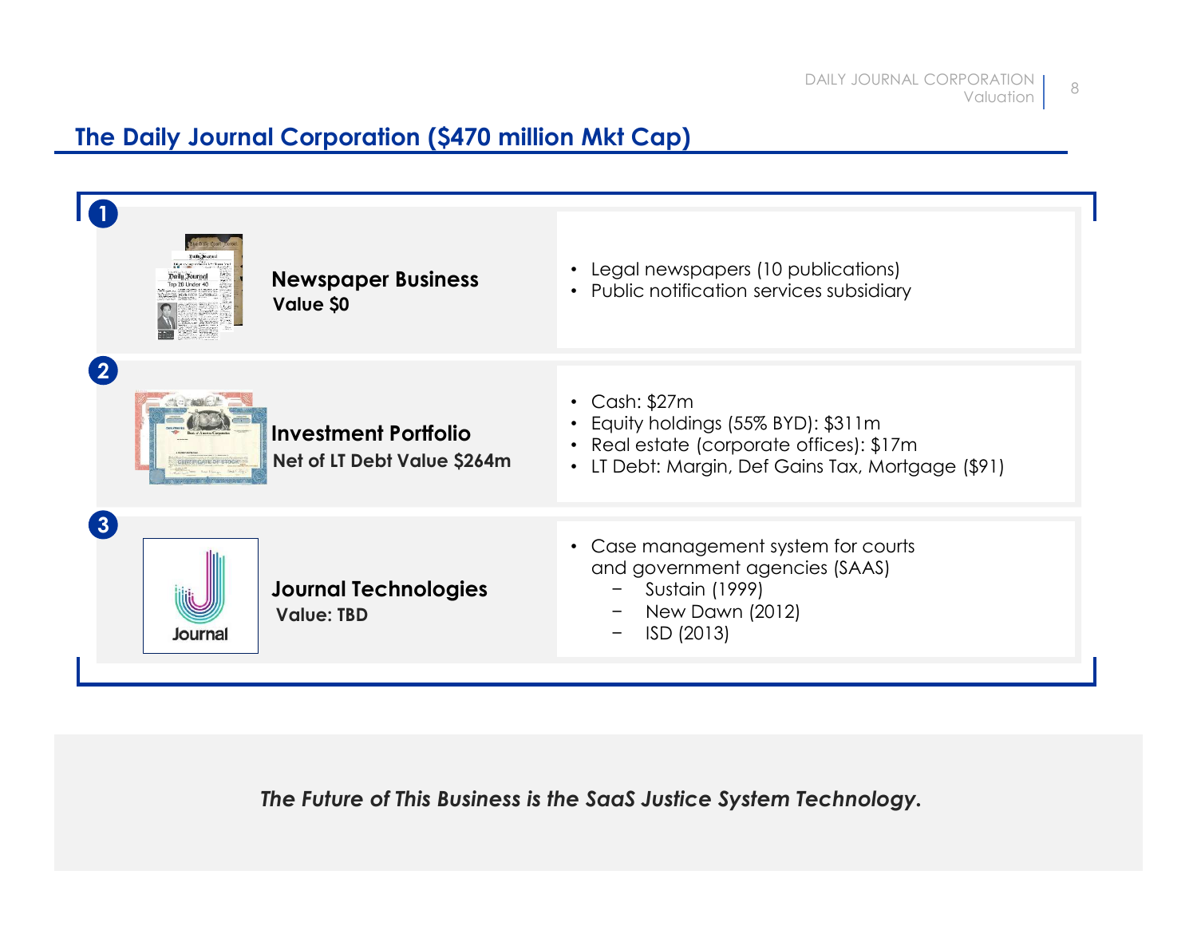## The Daily Journal Corporation ($470 million Mkt Cap)

**1**

**Newspaper Business**
**Value $0**

- Legal newspapers (10 publications)
- Public notification services subsidiary

**2**

**Investment Portfolio**
**Net of LT Debt Value $264m**

- Cash: $27m
- Equity holdings (55% BYD): $311m
- Real estate (corporate offices): $17m
- LT Debt: Margin, Def Gains Tax, Mortgage ($91)

**3**

**Journal Technologies**
**Value: TBD**

- Case management system for courts and government agencies (SAAS)
  - Sustain (1999)
  - New Dawn (2012)
  - ISD (2013)

*The Future of This Business is the SaaS Justice System Technology.*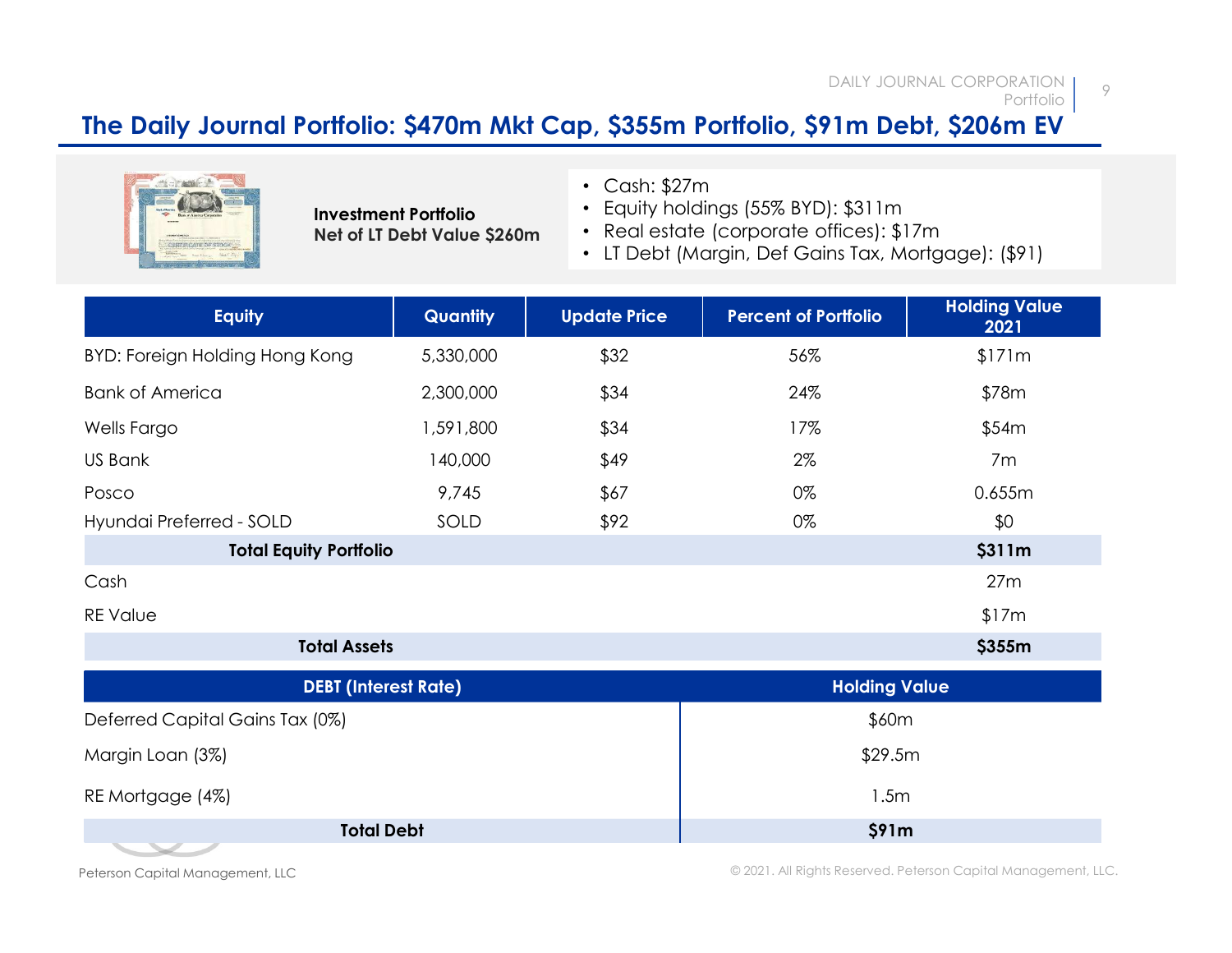## The Daily Journal Portfolio: $470m Mkt Cap, $355m Portfolio, $91m Debt, $206m EV

**Investment Portfolio**
**Net of LT Debt Value $260m**

- Cash: $27m
- Equity holdings (55% BYD): $311m
- Real estate (corporate offices): $17m
- LT Debt (Margin, Def Gains Tax, Mortgage): ($91)

| Equity | Quantity | Update Price | Percent of Portfolio | Holding Value 2021 |
|---|---|---|---|---|
| BYD: Foreign Holding Hong Kong | 5,330,000 | $32 | 56% | $171m |
| Bank of America | 2,300,000 | $34 | 24% | $78m |
| Wells Fargo | 1,591,800 | $34 | 17% | $54m |
| US Bank | 140,000 | $49 | 2% | 7m |
| Posco | 9,745 | $67 | 0% | 0.655m |
| Hyundai Preferred - SOLD | SOLD | $92 | 0% | $0 |
| **Total Equity Portfolio** | | | | **$311m** |
| Cash | | | | 27m |
| RE Value | | | | $17m |
| **Total Assets** | | | | **$355m** |

| DEBT (Interest Rate) | Holding Value |
|---|---|
| Deferred Capital Gains Tax (0%) | $60m |
| Margin Loan (3%) | $29.5m |
| RE Mortgage (4%) | 1.5m |
| **Total Debt** | **$91m** |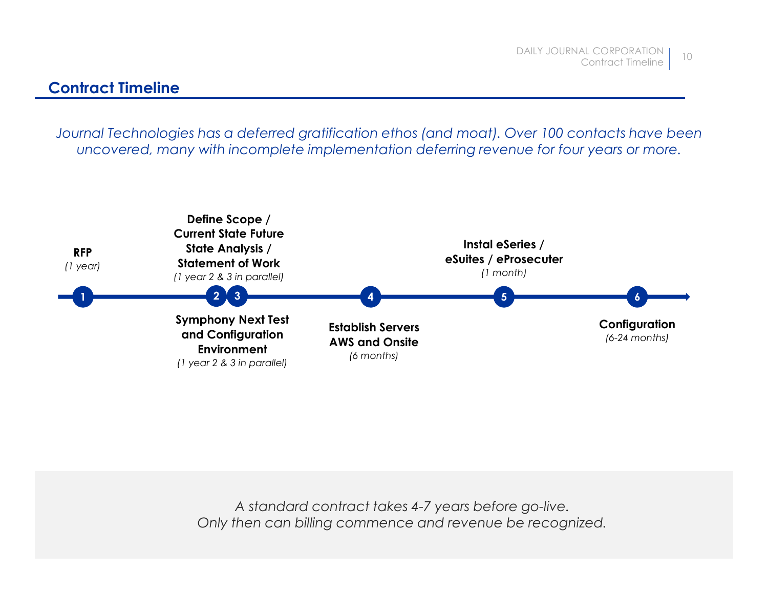## Contract Timeline

*Journal Technologies has a deferred gratification ethos (and moat). Over 100 contacts have been uncovered, many with incomplete implementation deferring revenue for four years or more.*

1. **RFP**
   *(1 year)*

2. **Define Scope / Current State Future State Analysis / Statement of Work**
   *(1 year 2 & 3 in parallel)*

3. **Symphony Next Test and Configuration Environment**
   *(1 year 2 & 3 in parallel)*

4. **Establish Servers AWS and Onsite**
   *(6 months)*

5. **Instal eSeries / eSuites / eProsecuter**
   *(1 month)*

6. **Configuration**
   *(6-24 months)*

*A standard contract takes 4-7 years before go-live.*
*Only then can billing commence and revenue be recognized.*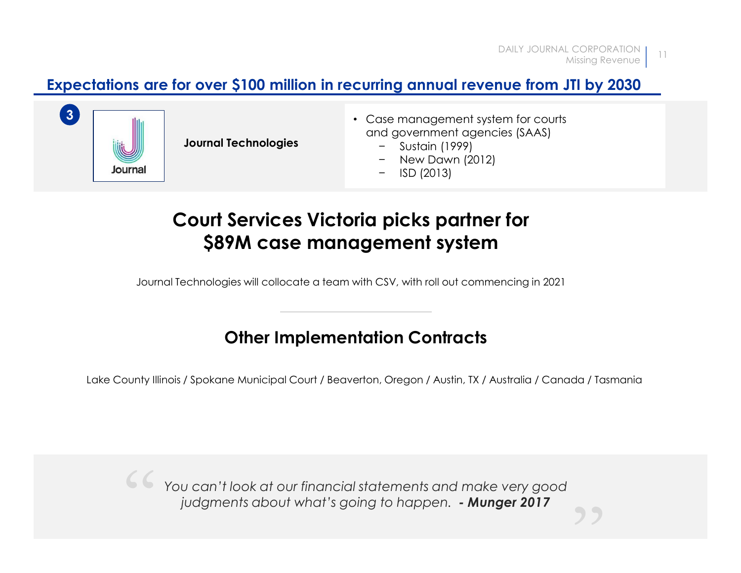## Expectations are for over $100 million in recurring annual revenue from JTI by 2030

**3**

Journal

**Journal Technologies**

- Case management system for courts and government agencies (SAAS)
  - Sustain (1999)
  - New Dawn (2012)
  - ISD (2013)

## Court Services Victoria picks partner for $89M case management system

Journal Technologies will collocate a team with CSV, with roll out commencing in 2021

---

## Other Implementation Contracts

Lake County Illinois / Spokane Municipal Court / Beaverton, Oregon / Austin, TX / Australia / Canada / Tasmania

> *You can't look at our financial statements and make very good judgments about what's going to happen.* ***- Munger 2017***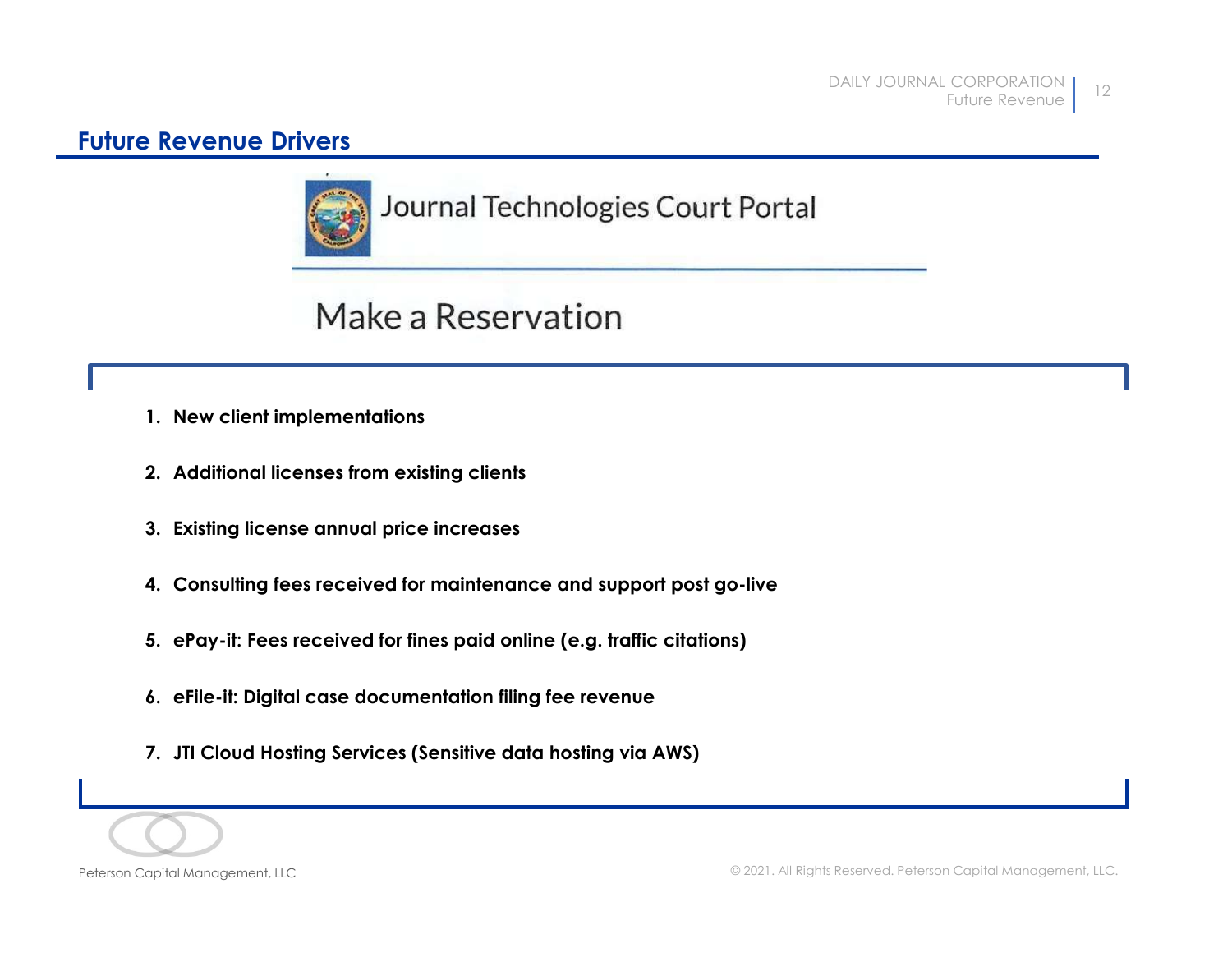## Future Revenue Drivers

Journal Technologies Court Portal

Make a Reservation

1. **New client implementations**
2. **Additional licenses from existing clients**
3. **Existing license annual price increases**
4. **Consulting fees received for maintenance and support post go-live**
5. **ePay-it: Fees received for fines paid online (e.g. traffic citations)**
6. **eFile-it: Digital case documentation filing fee revenue**
7. **JTI Cloud Hosting Services (Sensitive data hosting via AWS)**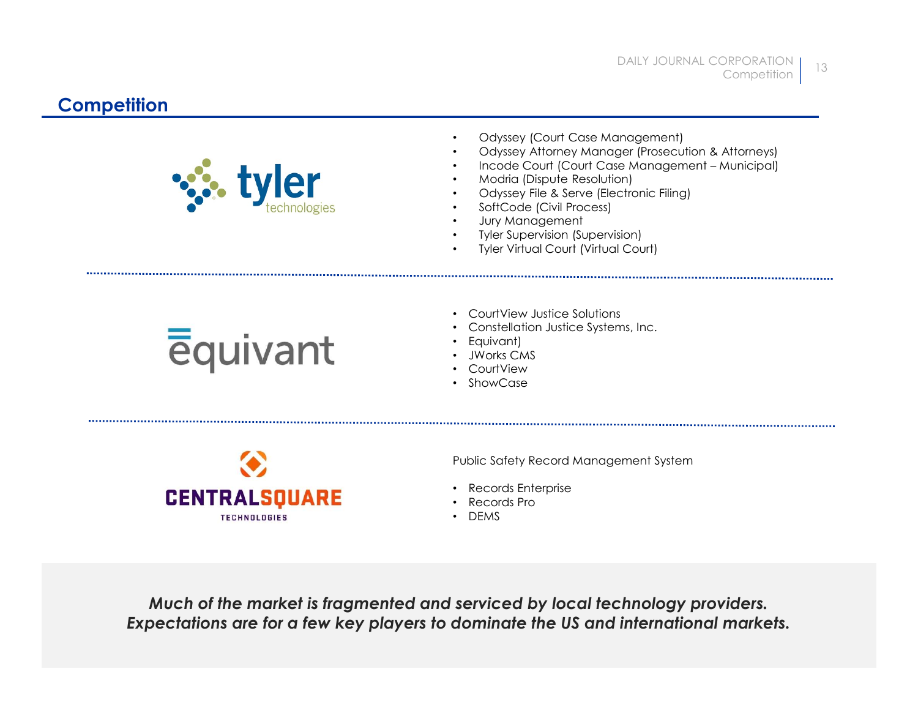## Competition

**tyler technologies**

- Odyssey (Court Case Management)
- Odyssey Attorney Manager (Prosecution & Attorneys)
- Incode Court (Court Case Management – Municipal)
- Modria (Dispute Resolution)
- Odyssey File & Serve (Electronic Filing)
- SoftCode (Civil Process)
- Jury Management
- Tyler Supervision (Supervision)
- Tyler Virtual Court (Virtual Court)

**equivant**

- CourtView Justice Solutions
- Constellation Justice Systems, Inc.
- Equivant)
- JWorks CMS
- CourtView
- ShowCase

**CENTRALSQUARE TECHNOLOGIES**

Public Safety Record Management System

- Records Enterprise
- Records Pro
- DEMS

***Much of the market is fragmented and serviced by local technology providers. Expectations are for a few key players to dominate the US and international markets.***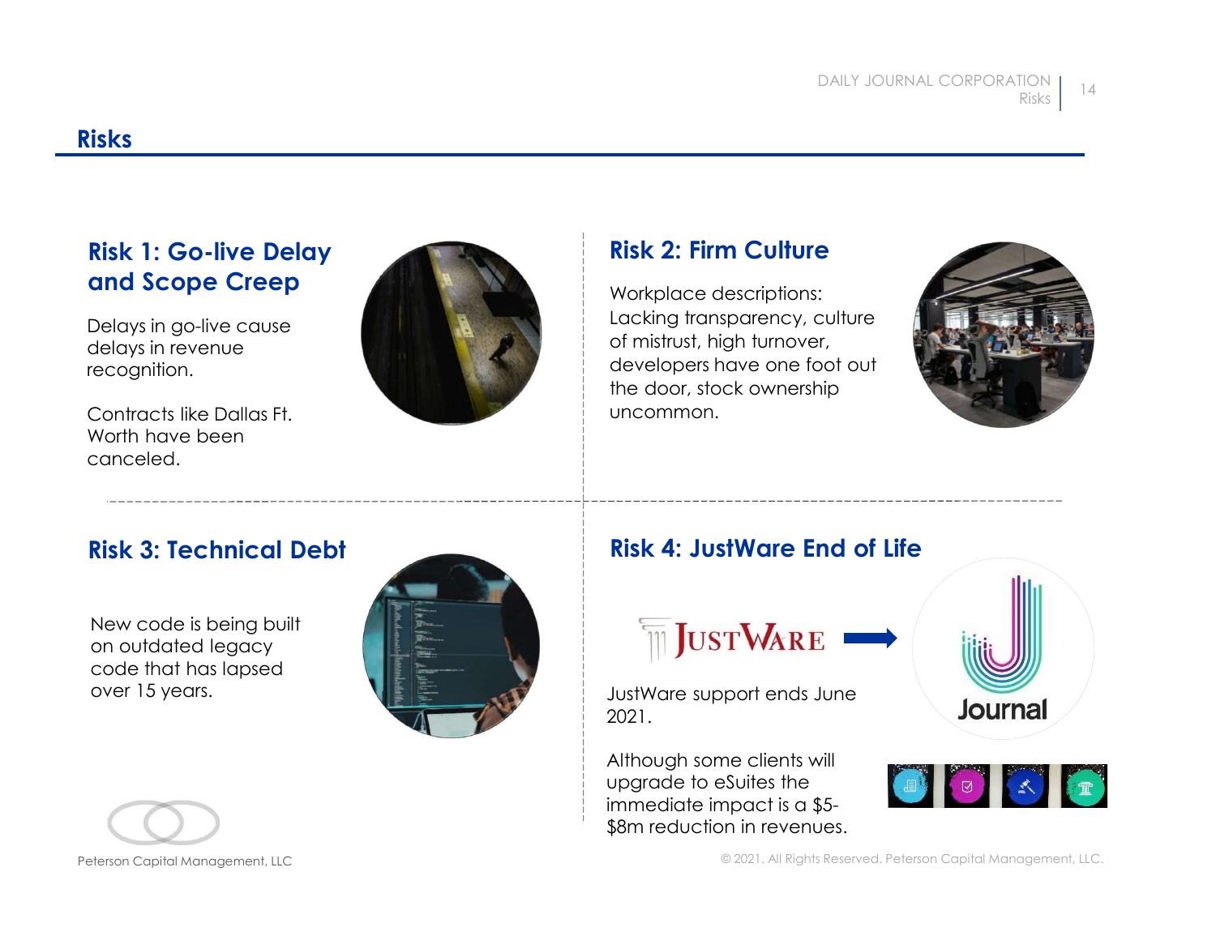## Risks

### Risk 1: Go-live Delay and Scope Creep

Delays in go-live cause delays in revenue recognition.

Contracts like Dallas Ft. Worth have been canceled.

### Risk 2: Firm Culture

Workplace descriptions: Lacking transparency, culture of mistrust, high turnover, developers have one foot out the door, stock ownership uncommon.

### Risk 3: Technical Debt

New code is being built on outdated legacy code that has lapsed over 15 years.

### Risk 4: JustWare End of Life

JustWare → Journal

JustWare support ends June 2021.

Although some clients will upgrade to eSuites the immediate impact is a $5-$8m reduction in revenues.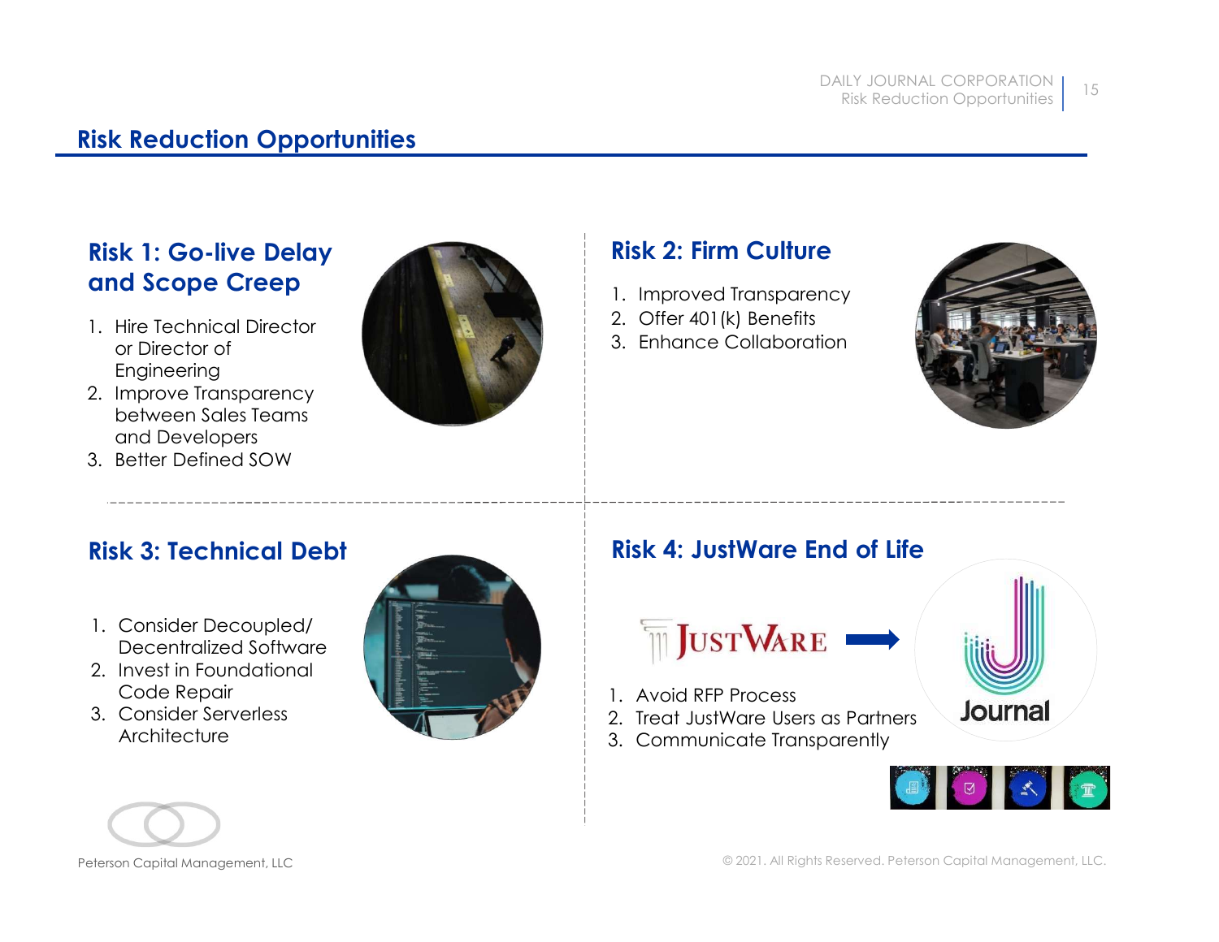## Risk Reduction Opportunities

### Risk 1: Go-live Delay and Scope Creep

1. Hire Technical Director or Director of Engineering
2. Improve Transparency between Sales Teams and Developers
3. Better Defined SOW

### Risk 2: Firm Culture

1. Improved Transparency
2. Offer 401(k) Benefits
3. Enhance Collaboration

### Risk 3: Technical Debt

1. Consider Decoupled/ Decentralized Software
2. Invest in Foundational Code Repair
3. Consider Serverless Architecture

### Risk 4: JustWare End of Life

JustWare → Journal

1. Avoid RFP Process
2. Treat JustWare Users as Partners
3. Communicate Transparently

Peterson Capital Management, LLC

© 2021. All Rights Reserved. Peterson Capital Management, LLC.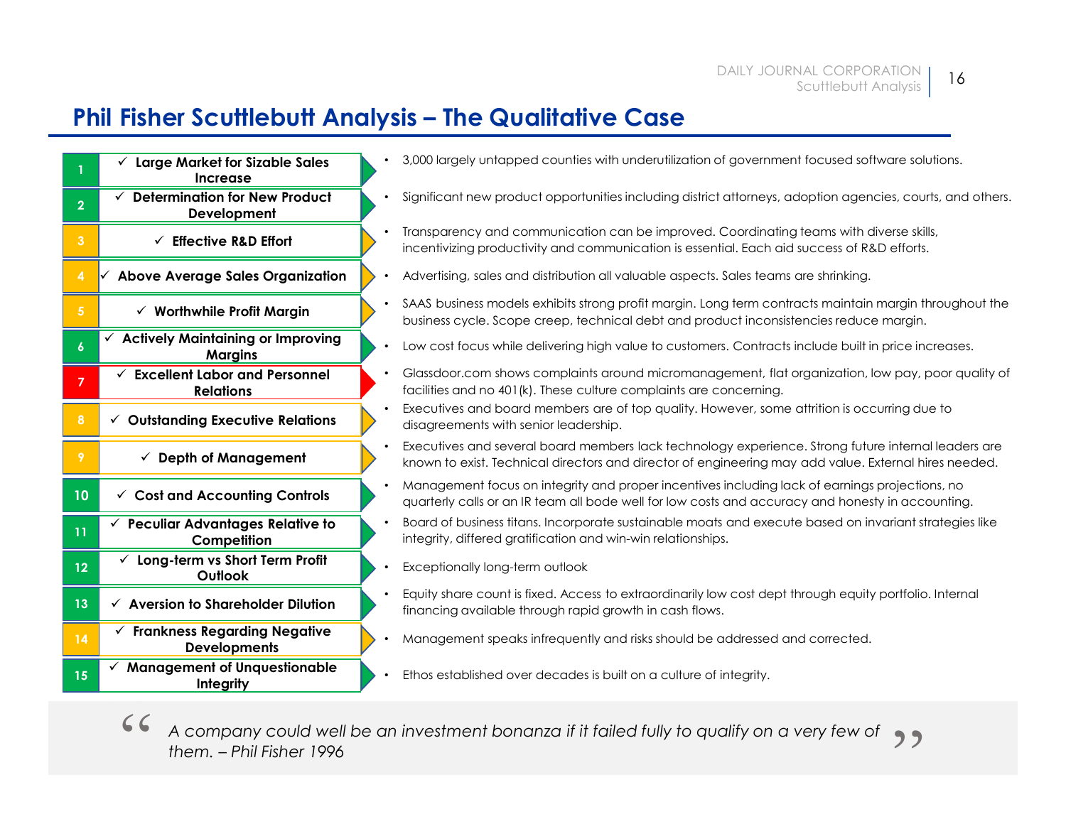# Phil Fisher Scuttlebutt Analysis – The Qualitative Case

| # | Criterion | Assessment |
|---|---|---|
| 1 | ✓ Large Market for Sizable Sales Increase | 3,000 largely untapped counties with underutilization of government focused software solutions. |
| 2 | ✓ Determination for New Product Development | Significant new product opportunities including district attorneys, adoption agencies, courts, and others. |
| 3 | ✓ Effective R&D Effort | Transparency and communication can be improved. Coordinating teams with diverse skills, incentivizing productivity and communication is essential. Each aid success of R&D efforts. |
| 4 | ✓ Above Average Sales Organization | Advertising, sales and distribution all valuable aspects. Sales teams are shrinking. |
| 5 | ✓ Worthwhile Profit Margin | SAAS business models exhibits strong profit margin. Long term contracts maintain margin throughout the business cycle. Scope creep, technical debt and product inconsistencies reduce margin. |
| 6 | ✓ Actively Maintaining or Improving Margins | Low cost focus while delivering high value to customers. Contracts include built in price increases. |
| 7 | ✓ Excellent Labor and Personnel Relations | Glassdoor.com shows complaints around micromanagement, flat organization, low pay, poor quality of facilities and no 401(k). These culture complaints are concerning. |
| 8 | ✓ Outstanding Executive Relations | Executives and board members are of top quality. However, some attrition is occurring due to disagreements with senior leadership. |
| 9 | ✓ Depth of Management | Executives and several board members lack technology experience. Strong future internal leaders are known to exist. Technical directors and director of engineering may add value. External hires needed. |
| 10 | ✓ Cost and Accounting Controls | Management focus on integrity and proper incentives including lack of earnings projections, no quarterly calls or an IR team all bode well for low costs and accuracy and honesty in accounting. |
| 11 | ✓ Peculiar Advantages Relative to Competition | Board of business titans. Incorporate sustainable moats and execute based on invariant strategies like integrity, differed gratification and win-win relationships. |
| 12 | ✓ Long-term vs Short Term Profit Outlook | Exceptionally long-term outlook |
| 13 | ✓ Aversion to Shareholder Dilution | Equity share count is fixed. Access to extraordinarily low cost dept through equity portfolio. Internal financing available through rapid growth in cash flows. |
| 14 | ✓ Frankness Regarding Negative Developments | Management speaks infrequently and risks should be addressed and corrected. |
| 15 | ✓ Management of Unquestionable Integrity | Ethos established over decades is built on a culture of integrity. |

> *A company could well be an investment bonanza if it failed fully to qualify on a very few of them. – Phil Fisher 1996*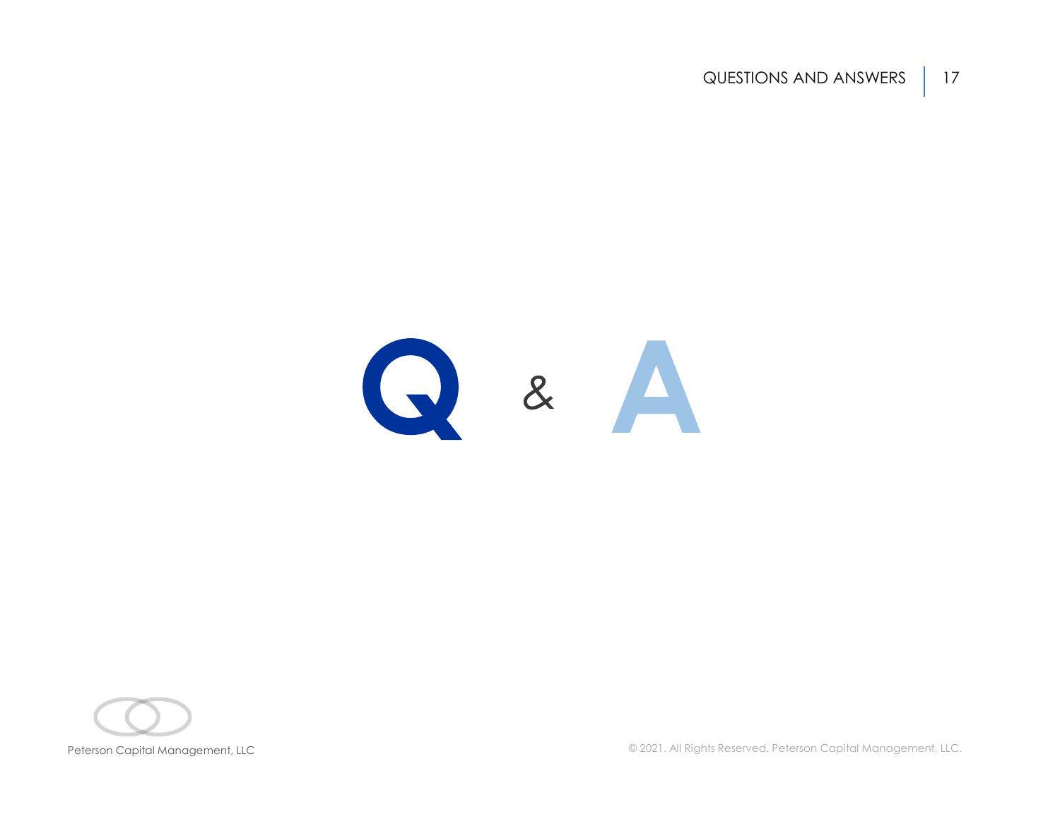# Q & A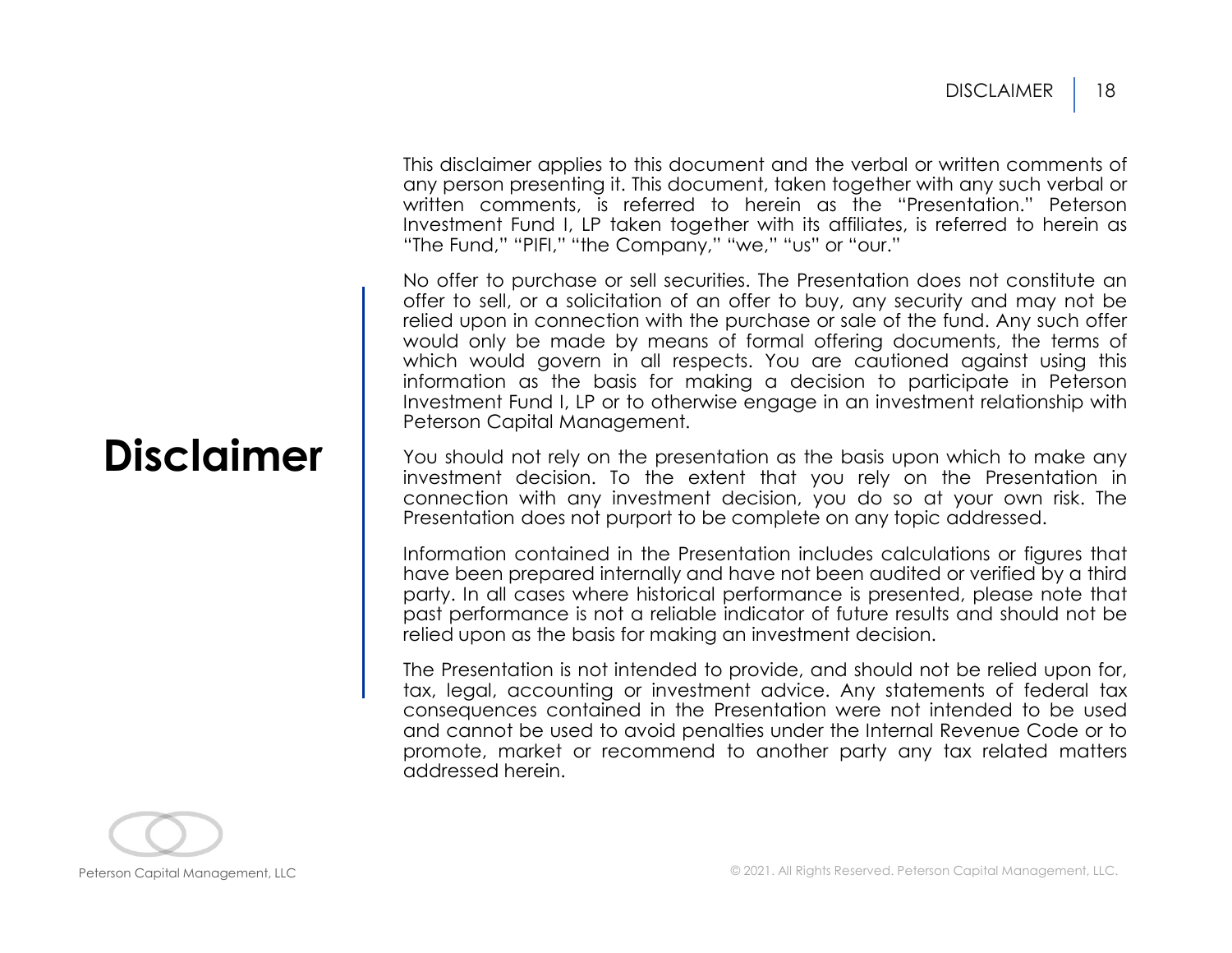# Disclaimer

This disclaimer applies to this document and the verbal or written comments of any person presenting it. This document, taken together with any such verbal or written comments, is referred to herein as the "Presentation." Peterson Investment Fund I, LP taken together with its affiliates, is referred to herein as "The Fund," "PIFI," "the Company," "we," "us" or "our."

No offer to purchase or sell securities. The Presentation does not constitute an offer to sell, or a solicitation of an offer to buy, any security and may not be relied upon in connection with the purchase or sale of the fund. Any such offer would only be made by means of formal offering documents, the terms of which would govern in all respects. You are cautioned against using this information as the basis for making a decision to participate in Peterson Investment Fund I, LP or to otherwise engage in an investment relationship with Peterson Capital Management.

You should not rely on the presentation as the basis upon which to make any investment decision. To the extent that you rely on the Presentation in connection with any investment decision, you do so at your own risk. The Presentation does not purport to be complete on any topic addressed.

Information contained in the Presentation includes calculations or figures that have been prepared internally and have not been audited or verified by a third party. In all cases where historical performance is presented, please note that past performance is not a reliable indicator of future results and should not be relied upon as the basis for making an investment decision.

The Presentation is not intended to provide, and should not be relied upon for, tax, legal, accounting or investment advice. Any statements of federal tax consequences contained in the Presentation were not intended to be used and cannot be used to avoid penalties under the Internal Revenue Code or to promote, market or recommend to another party any tax related matters addressed herein.

Peterson Capital Management, LLC

© 2021. All Rights Reserved. Peterson Capital Management, LLC.